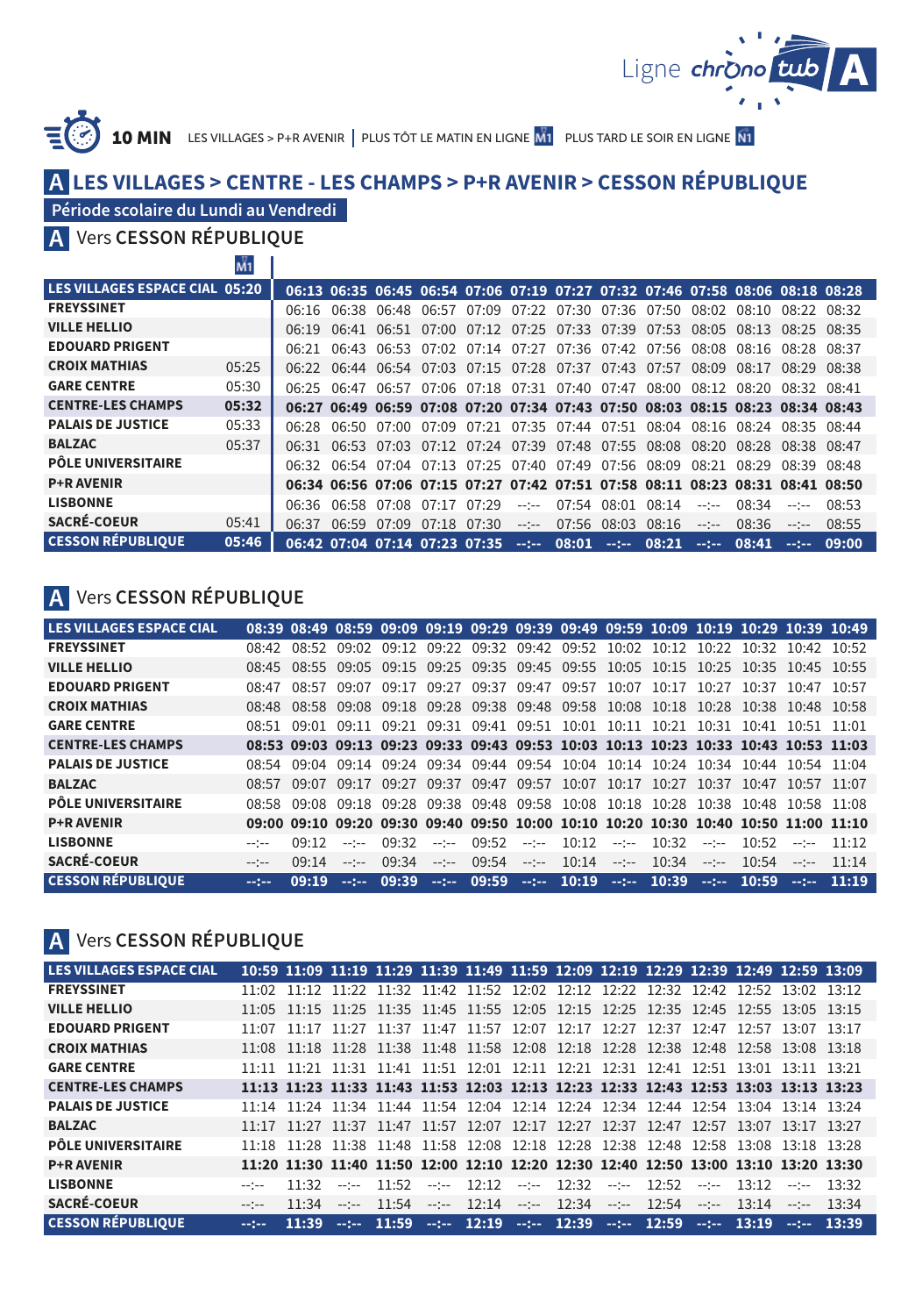Ligne chrono tub A

**10 MIN** LES VILLAGES > P+R AVENIR | PLUS TÔT LE MATIN EN LIGNE M1 PLUS TARD LE SOIR EN LIGNE N1

# A LES VILLAGES > CENTRE - LES CHAMPS > P+R AVENIR > CESSON RÉPUBLIQUE

**Période scolaire du Lundi au Vendredi**

## A Vers CESSON RÉPUBLIQUE

| | M1 | | | | | | | | | | | | | |
|---|---|---|---|---|---|---|---|---|---|---|---|---|---|---|
| **LES VILLAGES ESPACE CIAL** | 05:20 | 06:13 | 06:35 | 06:45 | 06:54 | 07:06 | 07:19 | 07:27 | 07:32 | 07:46 | 07:58 | 08:06 | 08:18 | 08:28 |
| **FREYSSINET** | | 06:16 | 06:38 | 06:48 | 06:57 | 07:09 | 07:22 | 07:30 | 07:36 | 07:50 | 08:02 | 08:10 | 08:22 | 08:32 |
| **VILLE HELLIO** | | 06:19 | 06:41 | 06:51 | 07:00 | 07:12 | 07:25 | 07:33 | 07:39 | 07:53 | 08:05 | 08:13 | 08:25 | 08:35 |
| **EDOUARD PRIGENT** | | 06:21 | 06:43 | 06:53 | 07:02 | 07:14 | 07:27 | 07:36 | 07:42 | 07:56 | 08:08 | 08:16 | 08:28 | 08:37 |
| **CROIX MATHIAS** | 05:25 | 06:22 | 06:44 | 06:54 | 07:03 | 07:15 | 07:28 | 07:37 | 07:43 | 07:57 | 08:09 | 08:17 | 08:29 | 08:38 |
| **GARE CENTRE** | 05:30 | 06:25 | 06:47 | 06:57 | 07:06 | 07:18 | 07:31 | 07:40 | 07:47 | 08:00 | 08:12 | 08:20 | 08:32 | 08:41 |
| **CENTRE-LES CHAMPS** | 05:32 | 06:27 | 06:49 | 06:59 | 07:08 | 07:20 | 07:34 | 07:43 | 07:50 | 08:03 | 08:15 | 08:23 | 08:34 | 08:43 |
| **PALAIS DE JUSTICE** | 05:33 | 06:28 | 06:50 | 07:00 | 07:09 | 07:21 | 07:35 | 07:44 | 07:51 | 08:04 | 08:16 | 08:24 | 08:35 | 08:44 |
| **BALZAC** | 05:37 | 06:31 | 06:53 | 07:03 | 07:12 | 07:24 | 07:39 | 07:48 | 07:55 | 08:08 | 08:20 | 08:28 | 08:38 | 08:47 |
| **PÔLE UNIVERSITAIRE** | | 06:32 | 06:54 | 07:04 | 07:13 | 07:25 | 07:40 | 07:49 | 07:56 | 08:09 | 08:21 | 08:29 | 08:39 | 08:48 |
| **P+R AVENIR** | | 06:34 | 06:56 | 07:06 | 07:15 | 07:27 | 07:42 | 07:51 | 07:58 | 08:11 | 08:23 | 08:31 | 08:41 | 08:50 |
| **LISBONNE** | | 06:36 | 06:58 | 07:08 | 07:17 | 07:29 | --:-- | 07:54 | 08:01 | 08:14 | --:-- | 08:34 | --:-- | 08:53 |
| **SACRÉ-COEUR** | 05:41 | 06:37 | 06:59 | 07:09 | 07:18 | 07:30 | --:-- | 07:56 | 08:03 | 08:16 | --:-- | 08:36 | --:-- | 08:55 |
| **CESSON RÉPUBLIQUE** | 05:46 | 06:42 | 07:04 | 07:14 | 07:23 | 07:35 | --:-- | 08:01 | --:-- | 08:21 | --:-- | 08:41 | --:-- | 09:00 |

## A Vers CESSON RÉPUBLIQUE

| | | | | | | | | | | | | | | |
|---|---|---|---|---|---|---|---|---|---|---|---|---|---|---|
| **LES VILLAGES ESPACE CIAL** | 08:39 | 08:49 | 08:59 | 09:09 | 09:19 | 09:29 | 09:39 | 09:49 | 09:59 | 10:09 | 10:19 | 10:29 | 10:39 | 10:49 |
| **FREYSSINET** | 08:42 | 08:52 | 09:02 | 09:12 | 09:22 | 09:32 | 09:42 | 09:52 | 10:02 | 10:12 | 10:22 | 10:32 | 10:42 | 10:52 |
| **VILLE HELLIO** | 08:45 | 08:55 | 09:05 | 09:15 | 09:25 | 09:35 | 09:45 | 09:55 | 10:05 | 10:15 | 10:25 | 10:35 | 10:45 | 10:55 |
| **EDOUARD PRIGENT** | 08:47 | 08:57 | 09:07 | 09:17 | 09:27 | 09:37 | 09:47 | 09:57 | 10:07 | 10:17 | 10:27 | 10:37 | 10:47 | 10:57 |
| **CROIX MATHIAS** | 08:48 | 08:58 | 09:08 | 09:18 | 09:28 | 09:38 | 09:48 | 09:58 | 10:08 | 10:18 | 10:28 | 10:38 | 10:48 | 10:58 |
| **GARE CENTRE** | 08:51 | 09:01 | 09:11 | 09:21 | 09:31 | 09:41 | 09:51 | 10:01 | 10:11 | 10:21 | 10:31 | 10:41 | 10:51 | 11:01 |
| **CENTRE-LES CHAMPS** | 08:53 | 09:03 | 09:13 | 09:23 | 09:33 | 09:43 | 09:53 | 10:03 | 10:13 | 10:23 | 10:33 | 10:43 | 10:53 | 11:03 |
| **PALAIS DE JUSTICE** | 08:54 | 09:04 | 09:14 | 09:24 | 09:34 | 09:44 | 09:54 | 10:04 | 10:14 | 10:24 | 10:34 | 10:44 | 10:54 | 11:04 |
| **BALZAC** | 08:57 | 09:07 | 09:17 | 09:27 | 09:37 | 09:47 | 09:57 | 10:07 | 10:17 | 10:27 | 10:37 | 10:47 | 10:57 | 11:07 |
| **PÔLE UNIVERSITAIRE** | 08:58 | 09:08 | 09:18 | 09:28 | 09:38 | 09:48 | 09:58 | 10:08 | 10:18 | 10:28 | 10:38 | 10:48 | 10:58 | 11:08 |
| **P+R AVENIR** | 09:00 | 09:10 | 09:20 | 09:30 | 09:40 | 09:50 | 10:00 | 10:10 | 10:20 | 10:30 | 10:40 | 10:50 | 11:00 | 11:10 |
| **LISBONNE** | --:-- | 09:12 | --:-- | 09:32 | --:-- | 09:52 | --:-- | 10:12 | --:-- | 10:32 | --:-- | 10:52 | --:-- | 11:12 |
| **SACRÉ-COEUR** | --:-- | 09:14 | --:-- | 09:34 | --:-- | 09:54 | --:-- | 10:14 | --:-- | 10:34 | --:-- | 10:54 | --:-- | 11:14 |
| **CESSON RÉPUBLIQUE** | --:-- | 09:19 | --:-- | 09:39 | --:-- | 09:59 | --:-- | 10:19 | --:-- | 10:39 | --:-- | 10:59 | --:-- | 11:19 |

## A Vers CESSON RÉPUBLIQUE

| | | | | | | | | | | | | | | |
|---|---|---|---|---|---|---|---|---|---|---|---|---|---|---|
| **LES VILLAGES ESPACE CIAL** | 10:59 | 11:09 | 11:19 | 11:29 | 11:39 | 11:49 | 11:59 | 12:09 | 12:19 | 12:29 | 12:39 | 12:49 | 12:59 | 13:09 |
| **FREYSSINET** | 11:02 | 11:12 | 11:22 | 11:32 | 11:42 | 11:52 | 12:02 | 12:12 | 12:22 | 12:32 | 12:42 | 12:52 | 13:02 | 13:12 |
| **VILLE HELLIO** | 11:05 | 11:15 | 11:25 | 11:35 | 11:45 | 11:55 | 12:05 | 12:15 | 12:25 | 12:35 | 12:45 | 12:55 | 13:05 | 13:15 |
| **EDOUARD PRIGENT** | 11:07 | 11:17 | 11:27 | 11:37 | 11:47 | 11:57 | 12:07 | 12:17 | 12:27 | 12:37 | 12:47 | 12:57 | 13:07 | 13:17 |
| **CROIX MATHIAS** | 11:08 | 11:18 | 11:28 | 11:38 | 11:48 | 11:58 | 12:08 | 12:18 | 12:28 | 12:38 | 12:48 | 12:58 | 13:08 | 13:18 |
| **GARE CENTRE** | 11:11 | 11:21 | 11:31 | 11:41 | 11:51 | 12:01 | 12:11 | 12:21 | 12:31 | 12:41 | 12:51 | 13:01 | 13:11 | 13:21 |
| **CENTRE-LES CHAMPS** | 11:13 | 11:23 | 11:33 | 11:43 | 11:53 | 12:03 | 12:13 | 12:23 | 12:33 | 12:43 | 12:53 | 13:03 | 13:13 | 13:23 |
| **PALAIS DE JUSTICE** | 11:14 | 11:24 | 11:34 | 11:44 | 11:54 | 12:04 | 12:14 | 12:24 | 12:34 | 12:44 | 12:54 | 13:04 | 13:14 | 13:24 |
| **BALZAC** | 11:17 | 11:27 | 11:37 | 11:47 | 11:57 | 12:07 | 12:17 | 12:27 | 12:37 | 12:47 | 12:57 | 13:07 | 13:17 | 13:27 |
| **PÔLE UNIVERSITAIRE** | 11:18 | 11:28 | 11:38 | 11:48 | 11:58 | 12:08 | 12:18 | 12:28 | 12:38 | 12:48 | 12:58 | 13:08 | 13:18 | 13:28 |
| **P+R AVENIR** | 11:20 | 11:30 | 11:40 | 11:50 | 12:00 | 12:10 | 12:20 | 12:30 | 12:40 | 12:50 | 13:00 | 13:10 | 13:20 | 13:30 |
| **LISBONNE** | --:-- | 11:32 | --:-- | 11:52 | --:-- | 12:12 | --:-- | 12:32 | --:-- | 12:52 | --:-- | 13:12 | --:-- | 13:32 |
| **SACRÉ-COEUR** | --:-- | 11:34 | --:-- | 11:54 | --:-- | 12:14 | --:-- | 12:34 | --:-- | 12:54 | --:-- | 13:14 | --:-- | 13:34 |
| **CESSON RÉPUBLIQUE** | --:-- | 11:39 | --:-- | 11:59 | --:-- | 12:19 | --:-- | 12:39 | --:-- | 12:59 | --:-- | 13:19 | --:-- | 13:39 |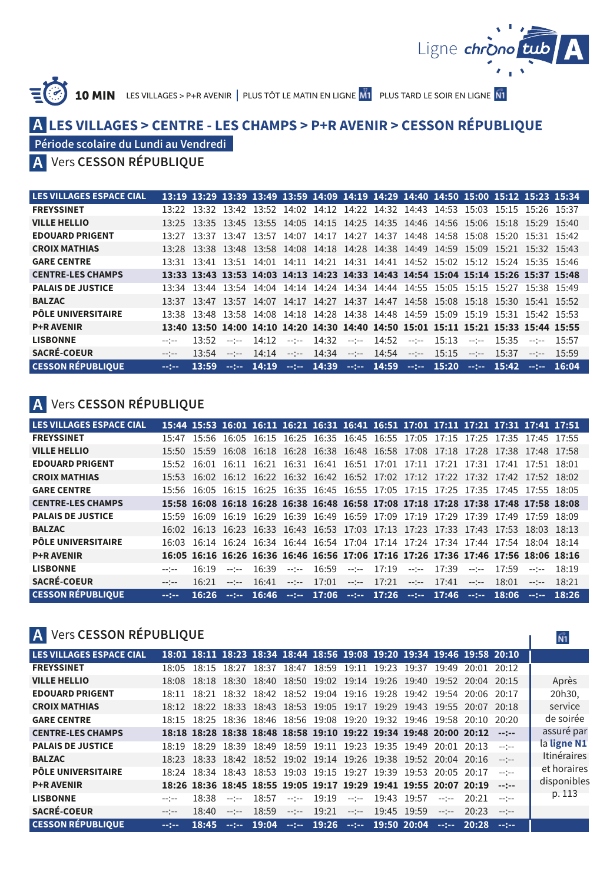Ligne chrono tub A

**10 MIN** LES VILLAGES > P+R AVENIR | PLUS TÔT LE MATIN EN LIGNE M1 PLUS TARD LE SOIR EN LIGNE N1

## A LES VILLAGES > CENTRE - LES CHAMPS > P+R AVENIR > CESSON RÉPUBLIQUE

**Période scolaire du Lundi au Vendredi**

### A Vers CESSON RÉPUBLIQUE

| LES VILLAGES ESPACE CIAL | 13:19 | 13:29 | 13:39 | 13:49 | 13:59 | 14:09 | 14:19 | 14:29 | 14:40 | 14:50 | 15:00 | 15:12 | 15:23 | 15:34 |
|---|---|---|---|---|---|---|---|---|---|---|---|---|---|---|
| FREYSSINET | 13:22 | 13:32 | 13:42 | 13:52 | 14:02 | 14:12 | 14:22 | 14:32 | 14:43 | 14:53 | 15:03 | 15:15 | 15:26 | 15:37 |
| VILLE HELLIO | 13:25 | 13:35 | 13:45 | 13:55 | 14:05 | 14:15 | 14:25 | 14:35 | 14:46 | 14:56 | 15:06 | 15:18 | 15:29 | 15:40 |
| EDOUARD PRIGENT | 13:27 | 13:37 | 13:47 | 13:57 | 14:07 | 14:17 | 14:27 | 14:37 | 14:48 | 14:58 | 15:08 | 15:20 | 15:31 | 15:42 |
| CROIX MATHIAS | 13:28 | 13:38 | 13:48 | 13:58 | 14:08 | 14:18 | 14:28 | 14:38 | 14:49 | 14:59 | 15:09 | 15:21 | 15:32 | 15:43 |
| GARE CENTRE | 13:31 | 13:41 | 13:51 | 14:01 | 14:11 | 14:21 | 14:31 | 14:41 | 14:52 | 15:02 | 15:12 | 15:24 | 15:35 | 15:46 |
| CENTRE-LES CHAMPS | 13:33 | 13:43 | 13:53 | 14:03 | 14:13 | 14:23 | 14:33 | 14:43 | 14:54 | 15:04 | 15:14 | 15:26 | 15:37 | 15:48 |
| PALAIS DE JUSTICE | 13:34 | 13:44 | 13:54 | 14:04 | 14:14 | 14:24 | 14:34 | 14:44 | 14:55 | 15:05 | 15:15 | 15:27 | 15:38 | 15:49 |
| BALZAC | 13:37 | 13:47 | 13:57 | 14:07 | 14:17 | 14:27 | 14:37 | 14:47 | 14:58 | 15:08 | 15:18 | 15:30 | 15:41 | 15:52 |
| PÔLE UNIVERSITAIRE | 13:38 | 13:48 | 13:58 | 14:08 | 14:18 | 14:28 | 14:38 | 14:48 | 14:59 | 15:09 | 15:19 | 15:31 | 15:42 | 15:53 |
| P+R AVENIR | 13:40 | 13:50 | 14:00 | 14:10 | 14:20 | 14:30 | 14:40 | 14:50 | 15:01 | 15:11 | 15:21 | 15:33 | 15:44 | 15:55 |
| LISBONNE | --:-- | 13:52 | --:-- | 14:12 | --:-- | 14:32 | --:-- | 14:52 | --:-- | 15:13 | --:-- | 15:35 | --:-- | 15:57 |
| SACRÉ-COEUR | --:-- | 13:54 | --:-- | 14:14 | --:-- | 14:34 | --:-- | 14:54 | --:-- | 15:15 | --:-- | 15:37 | --:-- | 15:59 |
| CESSON RÉPUBLIQUE | --:-- | 13:59 | --:-- | 14:19 | --:-- | 14:39 | --:-- | 14:59 | --:-- | 15:20 | --:-- | 15:42 | --:-- | 16:04 |

### A Vers CESSON RÉPUBLIQUE

| LES VILLAGES ESPACE CIAL | 15:44 | 15:53 | 16:01 | 16:11 | 16:21 | 16:31 | 16:41 | 16:51 | 17:01 | 17:11 | 17:21 | 17:31 | 17:41 | 17:51 |
|---|---|---|---|---|---|---|---|---|---|---|---|---|---|---|
| FREYSSINET | 15:47 | 15:56 | 16:05 | 16:15 | 16:25 | 16:35 | 16:45 | 16:55 | 17:05 | 17:15 | 17:25 | 17:35 | 17:45 | 17:55 |
| VILLE HELLIO | 15:50 | 15:59 | 16:08 | 16:18 | 16:28 | 16:38 | 16:48 | 16:58 | 17:08 | 17:18 | 17:28 | 17:38 | 17:48 | 17:58 |
| EDOUARD PRIGENT | 15:52 | 16:01 | 16:11 | 16:21 | 16:31 | 16:41 | 16:51 | 17:01 | 17:11 | 17:21 | 17:31 | 17:41 | 17:51 | 18:01 |
| CROIX MATHIAS | 15:53 | 16:02 | 16:12 | 16:22 | 16:32 | 16:42 | 16:52 | 17:02 | 17:12 | 17:22 | 17:32 | 17:42 | 17:52 | 18:02 |
| GARE CENTRE | 15:56 | 16:05 | 16:15 | 16:25 | 16:35 | 16:45 | 16:55 | 17:05 | 17:15 | 17:25 | 17:35 | 17:45 | 17:55 | 18:05 |
| CENTRE-LES CHAMPS | 15:58 | 16:08 | 16:18 | 16:28 | 16:38 | 16:48 | 16:58 | 17:08 | 17:18 | 17:28 | 17:38 | 17:48 | 17:58 | 18:08 |
| PALAIS DE JUSTICE | 15:59 | 16:09 | 16:19 | 16:29 | 16:39 | 16:49 | 16:59 | 17:09 | 17:19 | 17:29 | 17:39 | 17:49 | 17:59 | 18:09 |
| BALZAC | 16:02 | 16:13 | 16:23 | 16:33 | 16:43 | 16:53 | 17:03 | 17:13 | 17:23 | 17:33 | 17:43 | 17:53 | 18:03 | 18:13 |
| PÔLE UNIVERSITAIRE | 16:03 | 16:14 | 16:24 | 16:34 | 16:44 | 16:54 | 17:04 | 17:14 | 17:24 | 17:34 | 17:44 | 17:54 | 18:04 | 18:14 |
| P+R AVENIR | 16:05 | 16:16 | 16:26 | 16:36 | 16:46 | 16:56 | 17:06 | 17:16 | 17:26 | 17:36 | 17:46 | 17:56 | 18:06 | 18:16 |
| LISBONNE | --:-- | 16:19 | --:-- | 16:39 | --:-- | 16:59 | --:-- | 17:19 | --:-- | 17:39 | --:-- | 17:59 | --:-- | 18:19 |
| SACRÉ-COEUR | --:-- | 16:21 | --:-- | 16:41 | --:-- | 17:01 | --:-- | 17:21 | --:-- | 17:41 | --:-- | 18:01 | --:-- | 18:21 |
| CESSON RÉPUBLIQUE | --:-- | 16:26 | --:-- | 16:46 | --:-- | 17:06 | --:-- | 17:26 | --:-- | 17:46 | --:-- | 18:06 | --:-- | 18:26 |

### A Vers CESSON RÉPUBLIQUE

| LES VILLAGES ESPACE CIAL | 18:01 | 18:11 | 18:23 | 18:34 | 18:44 | 18:56 | 19:08 | 19:20 | 19:34 | 19:46 | 19:58 | 20:10 | N1 |
|---|---|---|---|---|---|---|---|---|---|---|---|---|---|
| FREYSSINET | 18:05 | 18:15 | 18:27 | 18:37 | 18:47 | 18:59 | 19:11 | 19:23 | 19:37 | 19:49 | 20:01 | 20:12 | Après 20h30, service de soirée assuré par la **ligne N1** Itinéraires et horaires disponibles p. 113 |
| VILLE HELLIO | 18:08 | 18:18 | 18:30 | 18:40 | 18:50 | 19:02 | 19:14 | 19:26 | 19:40 | 19:52 | 20:04 | 20:15 | |
| EDOUARD PRIGENT | 18:11 | 18:21 | 18:32 | 18:42 | 18:52 | 19:04 | 19:16 | 19:28 | 19:42 | 19:54 | 20:06 | 20:17 | |
| CROIX MATHIAS | 18:12 | 18:22 | 18:33 | 18:43 | 18:53 | 19:05 | 19:17 | 19:29 | 19:43 | 19:55 | 20:07 | 20:18 | |
| GARE CENTRE | 18:15 | 18:25 | 18:36 | 18:46 | 18:56 | 19:08 | 19:20 | 19:32 | 19:46 | 19:58 | 20:10 | 20:20 | |
| CENTRE-LES CHAMPS | 18:18 | 18:28 | 18:38 | 18:48 | 18:58 | 19:10 | 19:22 | 19:34 | 19:48 | 20:00 | 20:12 | --:-- | |
| PALAIS DE JUSTICE | 18:19 | 18:29 | 18:39 | 18:49 | 18:59 | 19:11 | 19:23 | 19:35 | 19:49 | 20:01 | 20:13 | --:-- | |
| BALZAC | 18:23 | 18:33 | 18:42 | 18:52 | 19:02 | 19:14 | 19:26 | 19:38 | 19:52 | 20:04 | 20:16 | --:-- | |
| PÔLE UNIVERSITAIRE | 18:24 | 18:34 | 18:43 | 18:53 | 19:03 | 19:15 | 19:27 | 19:39 | 19:53 | 20:05 | 20:17 | --:-- | |
| P+R AVENIR | 18:26 | 18:36 | 18:45 | 18:55 | 19:05 | 19:17 | 19:29 | 19:41 | 19:55 | 20:07 | 20:19 | --:-- | |
| LISBONNE | --:-- | 18:38 | --:-- | 18:57 | --:-- | 19:19 | --:-- | 19:43 | 19:57 | --:-- | 20:21 | --:-- | |
| SACRÉ-COEUR | --:-- | 18:40 | --:-- | 18:59 | --:-- | 19:21 | --:-- | 19:45 | 19:59 | --:-- | 20:23 | --:-- | |
| CESSON RÉPUBLIQUE | --:-- | 18:45 | --:-- | 19:04 | --:-- | 19:26 | --:-- | 19:50 | 20:04 | --:-- | 20:28 | --:-- | |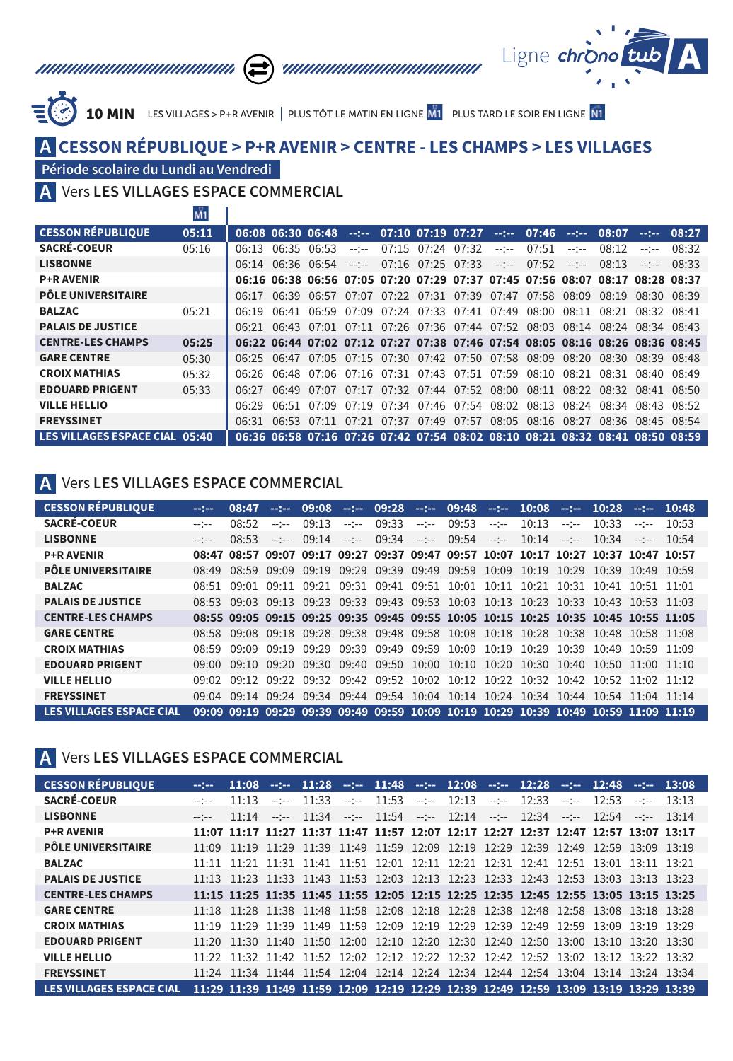Ligne chrono tub A

**10 MIN** LES VILLAGES > P+R AVENIR | PLUS TÔT LE MATIN EN LIGNE M1 | PLUS TARD LE SOIR EN LIGNE N1

# A CESSON RÉPUBLIQUE > P+R AVENIR > CENTRE - LES CHAMPS > LES VILLAGES

**Période scolaire du Lundi au Vendredi**

## A Vers LES VILLAGES ESPACE COMMERCIAL

| | M1 | | | | | | | | | | | | | |
|---|---|---|---|---|---|---|---|---|---|---|---|---|---|---|
| **CESSON RÉPUBLIQUE** | 05:11 | 06:08 | 06:30 | 06:48 | --:-- | 07:10 | 07:19 | 07:27 | --:-- | 07:46 | --:-- | 08:07 | --:-- | 08:27 |
| **SACRÉ-COEUR** | 05:16 | 06:13 | 06:35 | 06:53 | --:-- | 07:15 | 07:24 | 07:32 | --:-- | 07:51 | --:-- | 08:12 | --:-- | 08:32 |
| **LISBONNE** | | 06:14 | 06:36 | 06:54 | --:-- | 07:16 | 07:25 | 07:33 | --:-- | 07:52 | --:-- | 08:13 | --:-- | 08:33 |
| **P+R AVENIR** | | 06:16 | 06:38 | 06:56 | 07:05 | 07:20 | 07:29 | 07:37 | 07:45 | 07:56 | 08:07 | 08:17 | 08:28 | 08:37 |
| **PÔLE UNIVERSITAIRE** | | 06:17 | 06:39 | 06:57 | 07:07 | 07:22 | 07:31 | 07:39 | 07:47 | 07:58 | 08:09 | 08:19 | 08:30 | 08:39 |
| **BALZAC** | 05:21 | 06:19 | 06:41 | 06:59 | 07:09 | 07:24 | 07:33 | 07:41 | 07:49 | 08:00 | 08:11 | 08:21 | 08:32 | 08:41 |
| **PALAIS DE JUSTICE** | | 06:21 | 06:43 | 07:01 | 07:11 | 07:26 | 07:36 | 07:44 | 07:52 | 08:03 | 08:14 | 08:24 | 08:34 | 08:43 |
| **CENTRE-LES CHAMPS** | 05:25 | 06:22 | 06:44 | 07:02 | 07:12 | 07:27 | 07:38 | 07:46 | 07:54 | 08:05 | 08:16 | 08:26 | 08:36 | 08:45 |
| **GARE CENTRE** | 05:30 | 06:25 | 06:47 | 07:05 | 07:15 | 07:30 | 07:42 | 07:50 | 07:58 | 08:09 | 08:20 | 08:30 | 08:39 | 08:48 |
| **CROIX MATHIAS** | 05:32 | 06:26 | 06:48 | 07:06 | 07:16 | 07:31 | 07:43 | 07:51 | 07:59 | 08:10 | 08:21 | 08:31 | 08:40 | 08:49 |
| **EDOUARD PRIGENT** | 05:33 | 06:27 | 06:49 | 07:07 | 07:17 | 07:32 | 07:44 | 07:52 | 08:00 | 08:11 | 08:22 | 08:32 | 08:41 | 08:50 |
| **VILLE HELLIO** | | 06:29 | 06:51 | 07:09 | 07:19 | 07:34 | 07:46 | 07:54 | 08:02 | 08:13 | 08:24 | 08:34 | 08:43 | 08:52 |
| **FREYSSINET** | | 06:31 | 06:53 | 07:11 | 07:21 | 07:37 | 07:49 | 07:57 | 08:05 | 08:16 | 08:27 | 08:36 | 08:45 | 08:54 |
| **LES VILLAGES ESPACE CIAL** | 05:40 | 06:36 | 06:58 | 07:16 | 07:26 | 07:42 | 07:54 | 08:02 | 08:10 | 08:21 | 08:32 | 08:41 | 08:50 | 08:59 |

## A Vers LES VILLAGES ESPACE COMMERCIAL

| **CESSON RÉPUBLIQUE** | --:-- | 08:47 | --:-- | 09:08 | --:-- | 09:28 | --:-- | 09:48 | --:-- | 10:08 | --:-- | 10:28 | --:-- | 10:48 |
|---|---|---|---|---|---|---|---|---|---|---|---|---|---|---|
| **SACRÉ-COEUR** | --:-- | 08:52 | --:-- | 09:13 | --:-- | 09:33 | --:-- | 09:53 | --:-- | 10:13 | --:-- | 10:33 | --:-- | 10:53 |
| **LISBONNE** | --:-- | 08:53 | --:-- | 09:14 | --:-- | 09:34 | --:-- | 09:54 | --:-- | 10:14 | --:-- | 10:34 | --:-- | 10:54 |
| **P+R AVENIR** | 08:47 | 08:57 | 09:07 | 09:17 | 09:27 | 09:37 | 09:47 | 09:57 | 10:07 | 10:17 | 10:27 | 10:37 | 10:47 | 10:57 |
| **PÔLE UNIVERSITAIRE** | 08:49 | 08:59 | 09:09 | 09:19 | 09:29 | 09:39 | 09:49 | 09:59 | 10:09 | 10:19 | 10:29 | 10:39 | 10:49 | 10:59 |
| **BALZAC** | 08:51 | 09:01 | 09:11 | 09:21 | 09:31 | 09:41 | 09:51 | 10:01 | 10:11 | 10:21 | 10:31 | 10:41 | 10:51 | 11:01 |
| **PALAIS DE JUSTICE** | 08:53 | 09:03 | 09:13 | 09:23 | 09:33 | 09:43 | 09:53 | 10:03 | 10:13 | 10:23 | 10:33 | 10:43 | 10:53 | 11:03 |
| **CENTRE-LES CHAMPS** | 08:55 | 09:05 | 09:15 | 09:25 | 09:35 | 09:45 | 09:55 | 10:05 | 10:15 | 10:25 | 10:35 | 10:45 | 10:55 | 11:05 |
| **GARE CENTRE** | 08:58 | 09:08 | 09:18 | 09:28 | 09:38 | 09:48 | 09:58 | 10:08 | 10:18 | 10:28 | 10:38 | 10:48 | 10:58 | 11:08 |
| **CROIX MATHIAS** | 08:59 | 09:09 | 09:19 | 09:29 | 09:39 | 09:49 | 09:59 | 10:09 | 10:19 | 10:29 | 10:39 | 10:49 | 10:59 | 11:09 |
| **EDOUARD PRIGENT** | 09:00 | 09:10 | 09:20 | 09:30 | 09:40 | 09:50 | 10:00 | 10:10 | 10:20 | 10:30 | 10:40 | 10:50 | 11:00 | 11:10 |
| **VILLE HELLIO** | 09:02 | 09:12 | 09:22 | 09:32 | 09:42 | 09:52 | 10:02 | 10:12 | 10:22 | 10:32 | 10:42 | 10:52 | 11:02 | 11:12 |
| **FREYSSINET** | 09:04 | 09:14 | 09:24 | 09:34 | 09:44 | 09:54 | 10:04 | 10:14 | 10:24 | 10:34 | 10:44 | 10:54 | 11:04 | 11:14 |
| **LES VILLAGES ESPACE CIAL** | 09:09 | 09:19 | 09:29 | 09:39 | 09:49 | 09:59 | 10:09 | 10:19 | 10:29 | 10:39 | 10:49 | 10:59 | 11:09 | 11:19 |

## A Vers LES VILLAGES ESPACE COMMERCIAL

| **CESSON RÉPUBLIQUE** | --:-- | 11:08 | --:-- | 11:28 | --:-- | 11:48 | --:-- | 12:08 | --:-- | 12:28 | --:-- | 12:48 | --:-- | 13:08 |
|---|---|---|---|---|---|---|---|---|---|---|---|---|---|---|
| **SACRÉ-COEUR** | --:-- | 11:13 | --:-- | 11:33 | --:-- | 11:53 | --:-- | 12:13 | --:-- | 12:33 | --:-- | 12:53 | --:-- | 13:13 |
| **LISBONNE** | --:-- | 11:14 | --:-- | 11:34 | --:-- | 11:54 | --:-- | 12:14 | --:-- | 12:34 | --:-- | 12:54 | --:-- | 13:14 |
| **P+R AVENIR** | 11:07 | 11:17 | 11:27 | 11:37 | 11:47 | 11:57 | 12:07 | 12:17 | 12:27 | 12:37 | 12:47 | 12:57 | 13:07 | 13:17 |
| **PÔLE UNIVERSITAIRE** | 11:09 | 11:19 | 11:29 | 11:39 | 11:49 | 11:59 | 12:09 | 12:19 | 12:29 | 12:39 | 12:49 | 12:59 | 13:09 | 13:19 |
| **BALZAC** | 11:11 | 11:21 | 11:31 | 11:41 | 11:51 | 12:01 | 12:11 | 12:21 | 12:31 | 12:41 | 12:51 | 13:01 | 13:11 | 13:21 |
| **PALAIS DE JUSTICE** | 11:13 | 11:23 | 11:33 | 11:43 | 11:53 | 12:03 | 12:13 | 12:23 | 12:33 | 12:43 | 12:53 | 13:03 | 13:13 | 13:23 |
| **CENTRE-LES CHAMPS** | 11:15 | 11:25 | 11:35 | 11:45 | 11:55 | 12:05 | 12:15 | 12:25 | 12:35 | 12:45 | 12:55 | 13:05 | 13:15 | 13:25 |
| **GARE CENTRE** | 11:18 | 11:28 | 11:38 | 11:48 | 11:58 | 12:08 | 12:18 | 12:28 | 12:38 | 12:48 | 12:58 | 13:08 | 13:18 | 13:28 |
| **CROIX MATHIAS** | 11:19 | 11:29 | 11:39 | 11:49 | 11:59 | 12:09 | 12:19 | 12:29 | 12:39 | 12:49 | 12:59 | 13:09 | 13:19 | 13:29 |
| **EDOUARD PRIGENT** | 11:20 | 11:30 | 11:40 | 11:50 | 12:00 | 12:10 | 12:20 | 12:30 | 12:40 | 12:50 | 13:00 | 13:10 | 13:20 | 13:30 |
| **VILLE HELLIO** | 11:22 | 11:32 | 11:42 | 11:52 | 12:02 | 12:12 | 12:22 | 12:32 | 12:42 | 12:52 | 13:02 | 13:12 | 13:22 | 13:32 |
| **FREYSSINET** | 11:24 | 11:34 | 11:44 | 11:54 | 12:04 | 12:14 | 12:24 | 12:34 | 12:44 | 12:54 | 13:04 | 13:14 | 13:24 | 13:34 |
| **LES VILLAGES ESPACE CIAL** | 11:29 | 11:39 | 11:49 | 11:59 | 12:09 | 12:19 | 12:29 | 12:39 | 12:49 | 12:59 | 13:09 | 13:19 | 13:29 | 13:39 |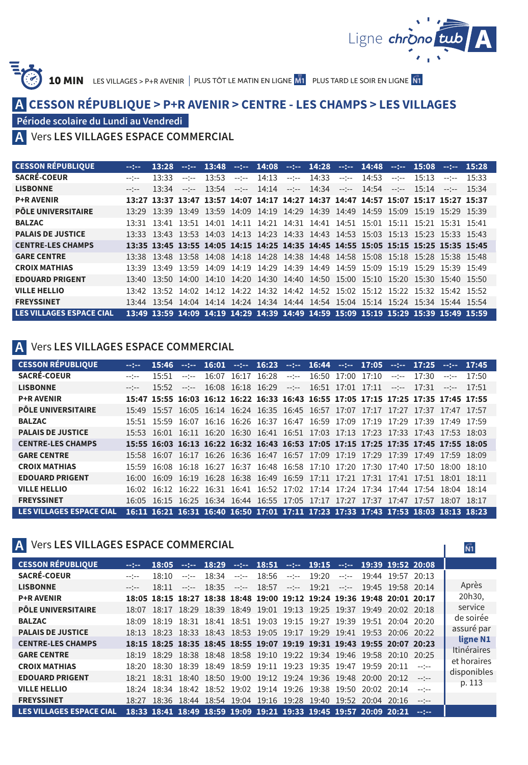Ligne chrono tub A

**10 MIN** LES VILLAGES > P+R AVENIR | PLUS TÔT LE MATIN EN LIGNE M1 PLUS TARD LE SOIR EN LIGNE N1

## A CESSON RÉPUBLIQUE > P+R AVENIR > CENTRE - LES CHAMPS > LES VILLAGES

**Période scolaire du Lundi au Vendredi**

### A Vers LES VILLAGES ESPACE COMMERCIAL

| CESSON RÉPUBLIQUE | --:-- | 13:28 | --:-- | 13:48 | --:-- | 14:08 | --:-- | 14:28 | --:-- | 14:48 | --:-- | 15:08 | --:-- | 15:28 |
|---|---|---|---|---|---|---|---|---|---|---|---|---|---|---|
| SACRÉ-COEUR | --:-- | 13:33 | --:-- | 13:53 | --:-- | 14:13 | --:-- | 14:33 | --:-- | 14:53 | --:-- | 15:13 | --:-- | 15:33 |
| LISBONNE | --:-- | 13:34 | --:-- | 13:54 | --:-- | 14:14 | --:-- | 14:34 | --:-- | 14:54 | --:-- | 15:14 | --:-- | 15:34 |
| P+R AVENIR | 13:27 | 13:37 | 13:47 | 13:57 | 14:07 | 14:17 | 14:27 | 14:37 | 14:47 | 14:57 | 15:07 | 15:17 | 15:27 | 15:37 |
| PÔLE UNIVERSITAIRE | 13:29 | 13:39 | 13:49 | 13:59 | 14:09 | 14:19 | 14:29 | 14:39 | 14:49 | 14:59 | 15:09 | 15:19 | 15:29 | 15:39 |
| BALZAC | 13:31 | 13:41 | 13:51 | 14:01 | 14:11 | 14:21 | 14:31 | 14:41 | 14:51 | 15:01 | 15:11 | 15:21 | 15:31 | 15:41 |
| PALAIS DE JUSTICE | 13:33 | 13:43 | 13:53 | 14:03 | 14:13 | 14:23 | 14:33 | 14:43 | 14:53 | 15:03 | 15:13 | 15:23 | 15:33 | 15:43 |
| CENTRE-LES CHAMPS | 13:35 | 13:45 | 13:55 | 14:05 | 14:15 | 14:25 | 14:35 | 14:45 | 14:55 | 15:05 | 15:15 | 15:25 | 15:35 | 15:45 |
| GARE CENTRE | 13:38 | 13:48 | 13:58 | 14:08 | 14:18 | 14:28 | 14:38 | 14:48 | 14:58 | 15:08 | 15:18 | 15:28 | 15:38 | 15:48 |
| CROIX MATHIAS | 13:39 | 13:49 | 13:59 | 14:09 | 14:19 | 14:29 | 14:39 | 14:49 | 14:59 | 15:09 | 15:19 | 15:29 | 15:39 | 15:49 |
| EDOUARD PRIGENT | 13:40 | 13:50 | 14:00 | 14:10 | 14:20 | 14:30 | 14:40 | 14:50 | 15:00 | 15:10 | 15:20 | 15:30 | 15:40 | 15:50 |
| VILLE HELLIO | 13:42 | 13:52 | 14:02 | 14:12 | 14:22 | 14:32 | 14:42 | 14:52 | 15:02 | 15:12 | 15:22 | 15:32 | 15:42 | 15:52 |
| FREYSSINET | 13:44 | 13:54 | 14:04 | 14:14 | 14:24 | 14:34 | 14:44 | 14:54 | 15:04 | 15:14 | 15:24 | 15:34 | 15:44 | 15:54 |
| LES VILLAGES ESPACE CIAL | 13:49 | 13:59 | 14:09 | 14:19 | 14:29 | 14:39 | 14:49 | 14:59 | 15:09 | 15:19 | 15:29 | 15:39 | 15:49 | 15:59 |

### A Vers LES VILLAGES ESPACE COMMERCIAL

| CESSON RÉPUBLIQUE | --:-- | 15:46 | --:-- | 16:01 | --:-- | 16:23 | --:-- | 16:44 | --:-- | 17:05 | --:-- | 17:25 | --:-- | 17:45 |
|---|---|---|---|---|---|---|---|---|---|---|---|---|---|---|
| SACRÉ-COEUR | --:-- | 15:51 | --:-- | 16:07 | 16:17 | 16:28 | --:-- | 16:50 | 17:00 | 17:10 | --:-- | 17:30 | --:-- | 17:50 |
| LISBONNE | --:-- | 15:52 | --:-- | 16:08 | 16:18 | 16:29 | --:-- | 16:51 | 17:01 | 17:11 | --:-- | 17:31 | --:-- | 17:51 |
| P+R AVENIR | 15:47 | 15:55 | 16:03 | 16:12 | 16:22 | 16:33 | 16:43 | 16:55 | 17:05 | 17:15 | 17:25 | 17:35 | 17:45 | 17:55 |
| PÔLE UNIVERSITAIRE | 15:49 | 15:57 | 16:05 | 16:14 | 16:24 | 16:35 | 16:45 | 16:57 | 17:07 | 17:17 | 17:27 | 17:37 | 17:47 | 17:57 |
| BALZAC | 15:51 | 15:59 | 16:07 | 16:16 | 16:26 | 16:37 | 16:47 | 16:59 | 17:09 | 17:19 | 17:29 | 17:39 | 17:49 | 17:59 |
| PALAIS DE JUSTICE | 15:53 | 16:01 | 16:11 | 16:20 | 16:30 | 16:41 | 16:51 | 17:03 | 17:13 | 17:23 | 17:33 | 17:43 | 17:53 | 18:03 |
| CENTRE-LES CHAMPS | 15:55 | 16:03 | 16:13 | 16:22 | 16:32 | 16:43 | 16:53 | 17:05 | 17:15 | 17:25 | 17:35 | 17:45 | 17:55 | 18:05 |
| GARE CENTRE | 15:58 | 16:07 | 16:17 | 16:26 | 16:36 | 16:47 | 16:57 | 17:09 | 17:19 | 17:29 | 17:39 | 17:49 | 17:59 | 18:09 |
| CROIX MATHIAS | 15:59 | 16:08 | 16:18 | 16:27 | 16:37 | 16:48 | 16:58 | 17:10 | 17:20 | 17:30 | 17:40 | 17:50 | 18:00 | 18:10 |
| EDOUARD PRIGENT | 16:00 | 16:09 | 16:19 | 16:28 | 16:38 | 16:49 | 16:59 | 17:11 | 17:21 | 17:31 | 17:41 | 17:51 | 18:01 | 18:11 |
| VILLE HELLIO | 16:02 | 16:12 | 16:22 | 16:31 | 16:41 | 16:52 | 17:02 | 17:14 | 17:24 | 17:34 | 17:44 | 17:54 | 18:04 | 18:14 |
| FREYSSINET | 16:05 | 16:15 | 16:25 | 16:34 | 16:44 | 16:55 | 17:05 | 17:17 | 17:27 | 17:37 | 17:47 | 17:57 | 18:07 | 18:17 |
| LES VILLAGES ESPACE CIAL | 16:11 | 16:21 | 16:31 | 16:40 | 16:50 | 17:01 | 17:11 | 17:23 | 17:33 | 17:43 | 17:53 | 18:03 | 18:13 | 18:23 |

### A Vers LES VILLAGES ESPACE COMMERCIAL

| CESSON RÉPUBLIQUE | --:-- | 18:05 | --:-- | 18:29 | --:-- | 18:51 | --:-- | 19:15 | --:-- | 19:39 | 19:52 | 20:08 | N1 |
|---|---|---|---|---|---|---|---|---|---|---|---|---|---|
| SACRÉ-COEUR | --:-- | 18:10 | --:-- | 18:34 | --:-- | 18:56 | --:-- | 19:20 | --:-- | 19:44 | 19:57 | 20:13 | |
| LISBONNE | --:-- | 18:11 | --:-- | 18:35 | --:-- | 18:57 | --:-- | 19:21 | --:-- | 19:45 | 19:58 | 20:14 | Après 20h30, service de soirée assuré par **ligne N1** Itinéraires et horaires disponibles p. 113 |
| P+R AVENIR | 18:05 | 18:15 | 18:27 | 18:38 | 18:48 | 19:00 | 19:12 | 19:24 | 19:36 | 19:48 | 20:01 | 20:17 | |
| PÔLE UNIVERSITAIRE | 18:07 | 18:17 | 18:29 | 18:39 | 18:49 | 19:01 | 19:13 | 19:25 | 19:37 | 19:49 | 20:02 | 20:18 | |
| BALZAC | 18:09 | 18:19 | 18:31 | 18:41 | 18:51 | 19:03 | 19:15 | 19:27 | 19:39 | 19:51 | 20:04 | 20:20 | |
| PALAIS DE JUSTICE | 18:13 | 18:23 | 18:33 | 18:43 | 18:53 | 19:05 | 19:17 | 19:29 | 19:41 | 19:53 | 20:06 | 20:22 | |
| CENTRE-LES CHAMPS | 18:15 | 18:25 | 18:35 | 18:45 | 18:55 | 19:07 | 19:19 | 19:31 | 19:43 | 19:55 | 20:07 | 20:23 | |
| GARE CENTRE | 18:19 | 18:29 | 18:38 | 18:48 | 18:58 | 19:10 | 19:22 | 19:34 | 19:46 | 19:58 | 20:10 | 20:25 | |
| CROIX MATHIAS | 18:20 | 18:30 | 18:39 | 18:49 | 18:59 | 19:11 | 19:23 | 19:35 | 19:47 | 19:59 | 20:11 | --:-- | |
| EDOUARD PRIGENT | 18:21 | 18:31 | 18:40 | 18:50 | 19:00 | 19:12 | 19:24 | 19:36 | 19:48 | 20:00 | 20:12 | --:-- | |
| VILLE HELLIO | 18:24 | 18:34 | 18:42 | 18:52 | 19:02 | 19:14 | 19:26 | 19:38 | 19:50 | 20:02 | 20:14 | --:-- | |
| FREYSSINET | 18:27 | 18:36 | 18:44 | 18:54 | 19:04 | 19:16 | 19:28 | 19:40 | 19:52 | 20:04 | 20:16 | --:-- | |
| LES VILLAGES ESPACE CIAL | 18:33 | 18:41 | 18:49 | 18:59 | 19:09 | 19:21 | 19:33 | 19:45 | 19:57 | 20:09 | 20:21 | --:-- | |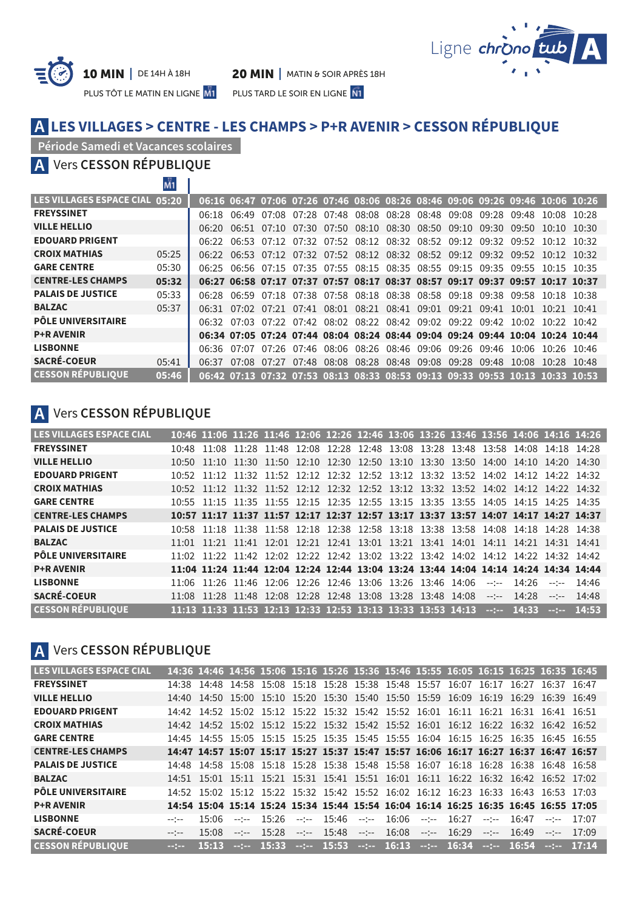10 MIN | DE 14H À 18H

PLUS TÔT LE MATIN EN LIGNE M1

20 MIN | MATIN & SOIR APRÈS 18H

PLUS TARD LE SOIR EN LIGNE N1

Ligne chrono tub A

# A LES VILLAGES > CENTRE - LES CHAMPS > P+R AVENIR > CESSON RÉPUBLIQUE

**Période Samedi et Vacances scolaires**

## A Vers CESSON RÉPUBLIQUE

| | M1 | | | | | | | | | | | | | |
|---|---|---|---|---|---|---|---|---|---|---|---|---|---|---|
| LES VILLAGES ESPACE CIAL | 05:20 | 06:16 | 06:47 | 07:06 | 07:26 | 07:46 | 08:06 | 08:26 | 08:46 | 09:06 | 09:26 | 09:46 | 10:06 | 10:26 |
| FREYSSINET | | 06:18 | 06:49 | 07:08 | 07:28 | 07:48 | 08:08 | 08:28 | 08:48 | 09:08 | 09:28 | 09:48 | 10:08 | 10:28 |
| VILLE HELLIO | | 06:20 | 06:51 | 07:10 | 07:30 | 07:50 | 08:10 | 08:30 | 08:50 | 09:10 | 09:30 | 09:50 | 10:10 | 10:30 |
| EDOUARD PRIGENT | | 06:22 | 06:53 | 07:12 | 07:32 | 07:52 | 08:12 | 08:32 | 08:52 | 09:12 | 09:32 | 09:52 | 10:12 | 10:32 |
| CROIX MATHIAS | 05:25 | 06:22 | 06:53 | 07:12 | 07:32 | 07:52 | 08:12 | 08:32 | 08:52 | 09:12 | 09:32 | 09:52 | 10:12 | 10:32 |
| GARE CENTRE | 05:30 | 06:25 | 06:56 | 07:15 | 07:35 | 07:55 | 08:15 | 08:35 | 08:55 | 09:15 | 09:35 | 09:55 | 10:15 | 10:35 |
| **CENTRE-LES CHAMPS** | **05:32** | **06:27** | **06:58** | **07:17** | **07:37** | **07:57** | **08:17** | **08:37** | **08:57** | **09:17** | **09:37** | **09:57** | **10:17** | **10:37** |
| PALAIS DE JUSTICE | 05:33 | 06:28 | 06:59 | 07:18 | 07:38 | 07:58 | 08:18 | 08:38 | 08:58 | 09:18 | 09:38 | 09:58 | 10:18 | 10:38 |
| BALZAC | 05:37 | 06:31 | 07:02 | 07:21 | 07:41 | 08:01 | 08:21 | 08:41 | 09:01 | 09:21 | 09:41 | 10:01 | 10:21 | 10:41 |
| PÔLE UNIVERSITAIRE | | 06:32 | 07:03 | 07:22 | 07:42 | 08:02 | 08:22 | 08:42 | 09:02 | 09:22 | 09:42 | 10:02 | 10:22 | 10:42 |
| **P+R AVENIR** | | **06:34** | **07:05** | **07:24** | **07:44** | **08:04** | **08:24** | **08:44** | **09:04** | **09:24** | **09:44** | **10:04** | **10:24** | **10:44** |
| LISBONNE | | 06:36 | 07:07 | 07:26 | 07:46 | 08:06 | 08:26 | 08:46 | 09:06 | 09:26 | 09:46 | 10:06 | 10:26 | 10:46 |
| SACRÉ-COEUR | 05:41 | 06:37 | 07:08 | 07:27 | 07:48 | 08:08 | 08:28 | 08:48 | 09:08 | 09:28 | 09:48 | 10:08 | 10:28 | 10:48 |
| CESSON RÉPUBLIQUE | 05:46 | 06:42 | 07:13 | 07:32 | 07:53 | 08:13 | 08:33 | 08:53 | 09:13 | 09:33 | 09:53 | 10:13 | 10:33 | 10:53 |

## A Vers CESSON RÉPUBLIQUE

| LES VILLAGES ESPACE CIAL | 10:46 | 11:06 | 11:26 | 11:46 | 12:06 | 12:26 | 12:46 | 13:06 | 13:26 | 13:46 | 13:56 | 14:06 | 14:16 | 14:26 |
|---|---|---|---|---|---|---|---|---|---|---|---|---|---|---|
| FREYSSINET | 10:48 | 11:08 | 11:28 | 11:48 | 12:08 | 12:28 | 12:48 | 13:08 | 13:28 | 13:48 | 13:58 | 14:08 | 14:18 | 14:28 |
| VILLE HELLIO | 10:50 | 11:10 | 11:30 | 11:50 | 12:10 | 12:30 | 12:50 | 13:10 | 13:30 | 13:50 | 14:00 | 14:10 | 14:20 | 14:30 |
| EDOUARD PRIGENT | 10:52 | 11:12 | 11:32 | 11:52 | 12:12 | 12:32 | 12:52 | 13:12 | 13:32 | 13:52 | 14:02 | 14:12 | 14:22 | 14:32 |
| CROIX MATHIAS | 10:52 | 11:12 | 11:32 | 11:52 | 12:12 | 12:32 | 12:52 | 13:12 | 13:32 | 13:52 | 14:02 | 14:12 | 14:22 | 14:32 |
| GARE CENTRE | 10:55 | 11:15 | 11:35 | 11:55 | 12:15 | 12:35 | 12:55 | 13:15 | 13:35 | 13:55 | 14:05 | 14:15 | 14:25 | 14:35 |
| **CENTRE-LES CHAMPS** | **10:57** | **11:17** | **11:37** | **11:57** | **12:17** | **12:37** | **12:57** | **13:17** | **13:37** | **13:57** | **14:07** | **14:17** | **14:27** | **14:37** |
| PALAIS DE JUSTICE | 10:58 | 11:18 | 11:38 | 11:58 | 12:18 | 12:38 | 12:58 | 13:18 | 13:38 | 13:58 | 14:08 | 14:18 | 14:28 | 14:38 |
| BALZAC | 11:01 | 11:21 | 11:41 | 12:01 | 12:21 | 12:41 | 13:01 | 13:21 | 13:41 | 14:01 | 14:11 | 14:21 | 14:31 | 14:41 |
| PÔLE UNIVERSITAIRE | 11:02 | 11:22 | 11:42 | 12:02 | 12:22 | 12:42 | 13:02 | 13:22 | 13:42 | 14:02 | 14:12 | 14:22 | 14:32 | 14:42 |
| **P+R AVENIR** | **11:04** | **11:24** | **11:44** | **12:04** | **12:24** | **12:44** | **13:04** | **13:24** | **13:44** | **14:04** | **14:14** | **14:24** | **14:34** | **14:44** |
| LISBONNE | 11:06 | 11:26 | 11:46 | 12:06 | 12:26 | 12:46 | 13:06 | 13:26 | 13:46 | 14:06 | --:-- | 14:26 | --:-- | 14:46 |
| SACRÉ-COEUR | 11:08 | 11:28 | 11:48 | 12:08 | 12:28 | 12:48 | 13:08 | 13:28 | 13:48 | 14:08 | --:-- | 14:28 | --:-- | 14:48 |
| CESSON RÉPUBLIQUE | 11:13 | 11:33 | 11:53 | 12:13 | 12:33 | 12:53 | 13:13 | 13:33 | 13:53 | 14:13 | --:-- | 14:33 | --:-- | 14:53 |

## A Vers CESSON RÉPUBLIQUE

| LES VILLAGES ESPACE CIAL | 14:36 | 14:46 | 14:56 | 15:06 | 15:16 | 15:26 | 15:36 | 15:46 | 15:55 | 16:05 | 16:15 | 16:25 | 16:35 | 16:45 |
|---|---|---|---|---|---|---|---|---|---|---|---|---|---|---|
| FREYSSINET | 14:38 | 14:48 | 14:58 | 15:08 | 15:18 | 15:28 | 15:38 | 15:48 | 15:57 | 16:07 | 16:17 | 16:27 | 16:37 | 16:47 |
| VILLE HELLIO | 14:40 | 14:50 | 15:00 | 15:10 | 15:20 | 15:30 | 15:40 | 15:50 | 15:59 | 16:09 | 16:19 | 16:29 | 16:39 | 16:49 |
| EDOUARD PRIGENT | 14:42 | 14:52 | 15:02 | 15:12 | 15:22 | 15:32 | 15:42 | 15:52 | 16:01 | 16:11 | 16:21 | 16:31 | 16:41 | 16:51 |
| CROIX MATHIAS | 14:42 | 14:52 | 15:02 | 15:12 | 15:22 | 15:32 | 15:42 | 15:52 | 16:01 | 16:12 | 16:22 | 16:32 | 16:42 | 16:52 |
| GARE CENTRE | 14:45 | 14:55 | 15:05 | 15:15 | 15:25 | 15:35 | 15:45 | 15:55 | 16:04 | 16:15 | 16:25 | 16:35 | 16:45 | 16:55 |
| **CENTRE-LES CHAMPS** | **14:47** | **14:57** | **15:07** | **15:17** | **15:27** | **15:37** | **15:47** | **15:57** | **16:06** | **16:17** | **16:27** | **16:37** | **16:47** | **16:57** |
| PALAIS DE JUSTICE | 14:48 | 14:58 | 15:08 | 15:18 | 15:28 | 15:38 | 15:48 | 15:58 | 16:07 | 16:18 | 16:28 | 16:38 | 16:48 | 16:58 |
| BALZAC | 14:51 | 15:01 | 15:11 | 15:21 | 15:31 | 15:41 | 15:51 | 16:01 | 16:11 | 16:22 | 16:32 | 16:42 | 16:52 | 17:02 |
| PÔLE UNIVERSITAIRE | 14:52 | 15:02 | 15:12 | 15:22 | 15:32 | 15:42 | 15:52 | 16:02 | 16:12 | 16:23 | 16:33 | 16:43 | 16:53 | 17:03 |
| **P+R AVENIR** | **14:54** | **15:04** | **15:14** | **15:24** | **15:34** | **15:44** | **15:54** | **16:04** | **16:14** | **16:25** | **16:35** | **16:45** | **16:55** | **17:05** |
| LISBONNE | --:-- | 15:06 | --:-- | 15:26 | --:-- | 15:46 | --:-- | 16:06 | --:-- | 16:27 | --:-- | 16:47 | --:-- | 17:07 |
| SACRÉ-COEUR | --:-- | 15:08 | --:-- | 15:28 | --:-- | 15:48 | --:-- | 16:08 | --:-- | 16:29 | --:-- | 16:49 | --:-- | 17:09 |
| CESSON RÉPUBLIQUE | --:-- | 15:13 | --:-- | 15:33 | --:-- | 15:53 | --:-- | 16:13 | --:-- | 16:34 | --:-- | 16:54 | --:-- | 17:14 |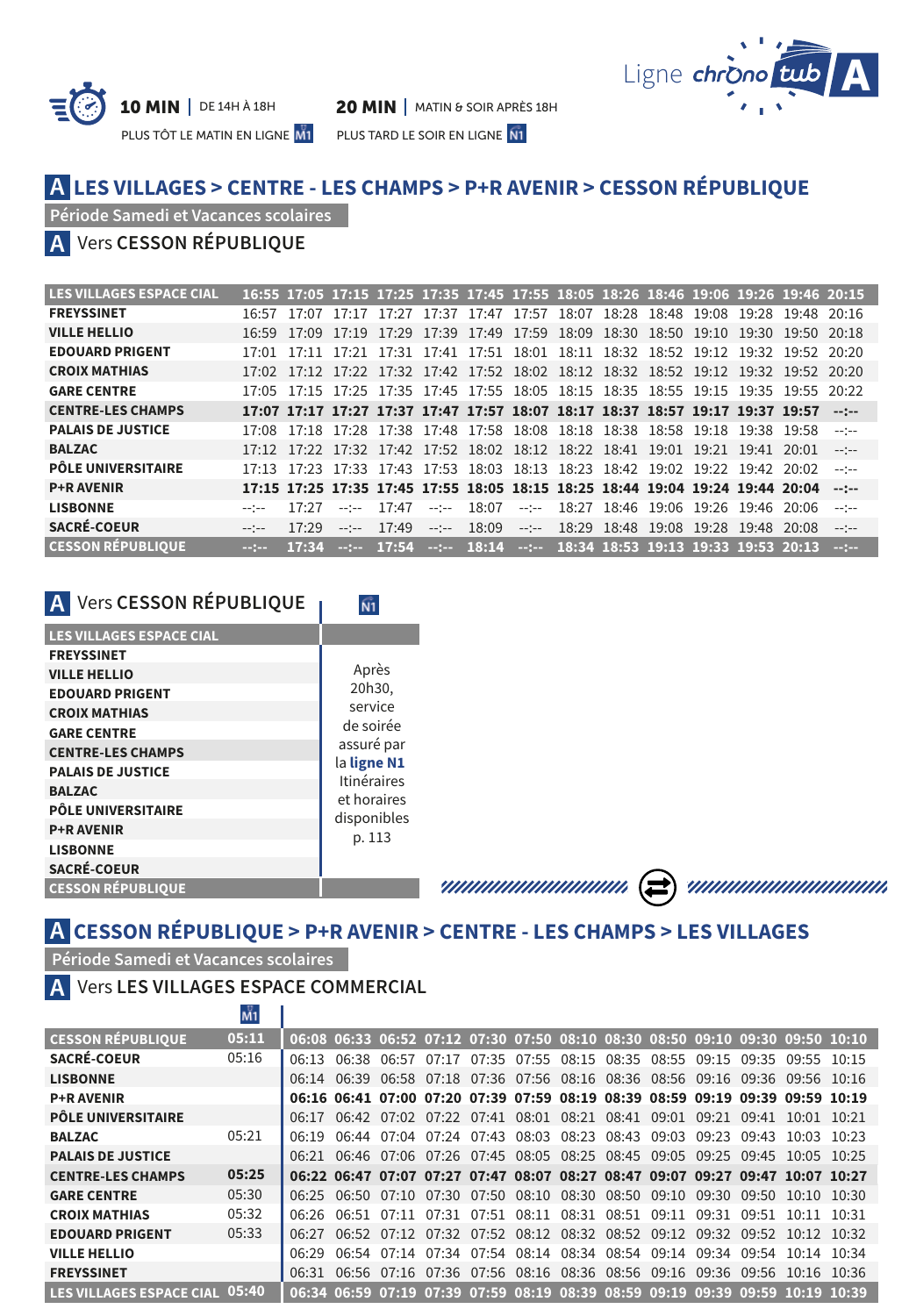10 MIN | DE 14H À 18H
PLUS TÔT LE MATIN EN LIGNE M1

20 MIN | MATIN & SOIR APRÈS 18H
PLUS TARD LE SOIR EN LIGNE N1

Ligne chrono tub A

## A LES VILLAGES > CENTRE - LES CHAMPS > P+R AVENIR > CESSON RÉPUBLIQUE

Période Samedi et Vacances scolaires

### A Vers CESSON RÉPUBLIQUE

| LES VILLAGES ESPACE CIAL | 16:55 | 17:05 | 17:15 | 17:25 | 17:35 | 17:45 | 17:55 | 18:05 | 18:26 | 18:46 | 19:06 | 19:26 | 19:46 | 20:15 |
|---|---|---|---|---|---|---|---|---|---|---|---|---|---|---|
| FREYSSINET | 16:57 | 17:07 | 17:17 | 17:27 | 17:37 | 17:47 | 17:57 | 18:07 | 18:28 | 18:48 | 19:08 | 19:28 | 19:48 | 20:16 |
| VILLE HELLIO | 16:59 | 17:09 | 17:19 | 17:29 | 17:39 | 17:49 | 17:59 | 18:09 | 18:30 | 18:50 | 19:10 | 19:30 | 19:50 | 20:18 |
| EDOUARD PRIGENT | 17:01 | 17:11 | 17:21 | 17:31 | 17:41 | 17:51 | 18:01 | 18:11 | 18:32 | 18:52 | 19:12 | 19:32 | 19:52 | 20:20 |
| CROIX MATHIAS | 17:02 | 17:12 | 17:22 | 17:32 | 17:42 | 17:52 | 18:02 | 18:12 | 18:32 | 18:52 | 19:12 | 19:32 | 19:52 | 20:20 |
| GARE CENTRE | 17:05 | 17:15 | 17:25 | 17:35 | 17:45 | 17:55 | 18:05 | 18:15 | 18:35 | 18:55 | 19:15 | 19:35 | 19:55 | 20:22 |
| **CENTRE-LES CHAMPS** | **17:07** | **17:17** | **17:27** | **17:37** | **17:47** | **17:57** | **18:07** | **18:17** | **18:37** | **18:57** | **19:17** | **19:37** | **19:57** | --:-- |
| PALAIS DE JUSTICE | 17:08 | 17:18 | 17:28 | 17:38 | 17:48 | 17:58 | 18:08 | 18:18 | 18:38 | 18:58 | 19:18 | 19:38 | 19:58 | --:-- |
| BALZAC | 17:12 | 17:22 | 17:32 | 17:42 | 17:52 | 18:02 | 18:12 | 18:22 | 18:41 | 19:01 | 19:21 | 19:41 | 20:01 | --:-- |
| PÔLE UNIVERSITAIRE | 17:13 | 17:23 | 17:33 | 17:43 | 17:53 | 18:03 | 18:13 | 18:23 | 18:42 | 19:02 | 19:22 | 19:42 | 20:02 | --:-- |
| **P+R AVENIR** | **17:15** | **17:25** | **17:35** | **17:45** | **17:55** | **18:05** | **18:15** | **18:25** | **18:44** | **19:04** | **19:24** | **19:44** | **20:04** | --:-- |
| LISBONNE | --:-- | 17:27 | --:-- | 17:47 | --:-- | 18:07 | --:-- | 18:27 | 18:46 | 19:06 | 19:26 | 19:46 | 20:06 | --:-- |
| SACRÉ-COEUR | --:-- | 17:29 | --:-- | 17:49 | --:-- | 18:09 | --:-- | 18:29 | 18:48 | 19:08 | 19:28 | 19:48 | 20:08 | --:-- |
| CESSON RÉPUBLIQUE | --:-- | 17:34 | --:-- | 17:54 | --:-- | 18:14 | --:-- | 18:34 | 18:53 | 19:13 | 19:33 | 19:53 | 20:13 | --:-- |

### A Vers CESSON RÉPUBLIQUE

| | N1 |
|---|---|
| LES VILLAGES ESPACE CIAL | Après 20h30, service de soirée assuré par la **ligne N1** Itinéraires et horaires disponibles p. 113 |
| FREYSSINET | |
| VILLE HELLIO | |
| EDOUARD PRIGENT | |
| CROIX MATHIAS | |
| GARE CENTRE | |
| CENTRE-LES CHAMPS | |
| PALAIS DE JUSTICE | |
| BALZAC | |
| PÔLE UNIVERSITAIRE | |
| P+R AVENIR | |
| LISBONNE | |
| SACRÉ-COEUR | |
| CESSON RÉPUBLIQUE | |

## A CESSON RÉPUBLIQUE > P+R AVENIR > CENTRE - LES CHAMPS > LES VILLAGES

Période Samedi et Vacances scolaires

### A Vers LES VILLAGES ESPACE COMMERCIAL

| | M1 | | | | | | | | | | | | | |
|---|---|---|---|---|---|---|---|---|---|---|---|---|---|---|
| CESSON RÉPUBLIQUE | 05:11 | 06:08 | 06:33 | 06:52 | 07:12 | 07:30 | 07:50 | 08:10 | 08:30 | 08:50 | 09:10 | 09:30 | 09:50 | 10:10 |
| SACRÉ-COEUR | 05:16 | 06:13 | 06:38 | 06:57 | 07:17 | 07:35 | 07:55 | 08:15 | 08:35 | 08:55 | 09:15 | 09:35 | 09:55 | 10:15 |
| LISBONNE | | 06:14 | 06:39 | 06:58 | 07:18 | 07:36 | 07:56 | 08:16 | 08:36 | 08:56 | 09:16 | 09:36 | 09:56 | 10:16 |
| **P+R AVENIR** | | **06:16** | **06:41** | **07:00** | **07:20** | **07:39** | **07:59** | **08:19** | **08:39** | **08:59** | **09:19** | **09:39** | **09:59** | **10:19** |
| PÔLE UNIVERSITAIRE | | 06:17 | 06:42 | 07:02 | 07:22 | 07:41 | 08:01 | 08:21 | 08:41 | 09:01 | 09:21 | 09:41 | 10:01 | 10:21 |
| BALZAC | 05:21 | 06:19 | 06:44 | 07:04 | 07:24 | 07:43 | 08:03 | 08:23 | 08:43 | 09:03 | 09:23 | 09:43 | 10:03 | 10:23 |
| PALAIS DE JUSTICE | | 06:21 | 06:46 | 07:06 | 07:26 | 07:45 | 08:05 | 08:25 | 08:45 | 09:05 | 09:25 | 09:45 | 10:05 | 10:25 |
| **CENTRE-LES CHAMPS** | **05:25** | **06:22** | **06:47** | **07:07** | **07:27** | **07:47** | **08:07** | **08:27** | **08:47** | **09:07** | **09:27** | **09:47** | **10:07** | **10:27** |
| GARE CENTRE | 05:30 | 06:25 | 06:50 | 07:10 | 07:30 | 07:50 | 08:10 | 08:30 | 08:50 | 09:10 | 09:30 | 09:50 | 10:10 | 10:30 |
| CROIX MATHIAS | 05:32 | 06:26 | 06:51 | 07:11 | 07:31 | 07:51 | 08:11 | 08:31 | 08:51 | 09:11 | 09:31 | 09:51 | 10:11 | 10:31 |
| EDOUARD PRIGENT | 05:33 | 06:27 | 06:52 | 07:12 | 07:32 | 07:52 | 08:12 | 08:32 | 08:52 | 09:12 | 09:32 | 09:52 | 10:12 | 10:32 |
| VILLE HELLIO | | 06:29 | 06:54 | 07:14 | 07:34 | 07:54 | 08:14 | 08:34 | 08:54 | 09:14 | 09:34 | 09:54 | 10:14 | 10:34 |
| FREYSSINET | | 06:31 | 06:56 | 07:16 | 07:36 | 07:56 | 08:16 | 08:36 | 08:56 | 09:16 | 09:36 | 09:56 | 10:16 | 10:36 |
| LES VILLAGES ESPACE CIAL | 05:40 | 06:34 | 06:59 | 07:19 | 07:39 | 07:59 | 08:19 | 08:39 | 08:59 | 09:19 | 09:39 | 09:59 | 10:19 | 10:39 |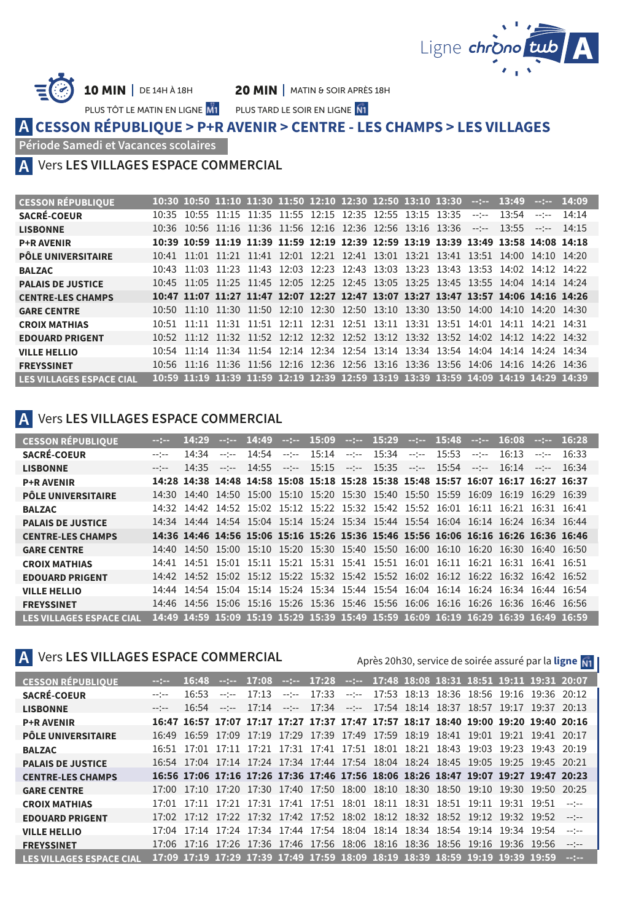Ligne chrono tub A

**10 MIN** | DE 14H À 18H — PLUS TÔT LE MATIN EN LIGNE M1

**20 MIN** | MATIN & SOIR APRÈS 18H — PLUS TARD LE SOIR EN LIGNE N1

# A CESSON RÉPUBLIQUE > P+R AVENIR > CENTRE - LES CHAMPS > LES VILLAGES

Période Samedi et Vacances scolaires

## A Vers LES VILLAGES ESPACE COMMERCIAL

| | | | | | | | | | | | | | | |
|---|---|---|---|---|---|---|---|---|---|---|---|---|---|---|
| CESSON RÉPUBLIQUE | 10:30 | 10:50 | 11:10 | 11:30 | 11:50 | 12:10 | 12:30 | 12:50 | 13:10 | 13:30 | --:-- | 13:49 | --:-- | 14:09 |
| SACRÉ-COEUR | 10:35 | 10:55 | 11:15 | 11:35 | 11:55 | 12:15 | 12:35 | 12:55 | 13:15 | 13:35 | --:-- | 13:54 | --:-- | 14:14 |
| LISBONNE | 10:36 | 10:56 | 11:16 | 11:36 | 11:56 | 12:16 | 12:36 | 12:56 | 13:16 | 13:36 | --:-- | 13:55 | --:-- | 14:15 |
| P+R AVENIR | 10:39 | 10:59 | 11:19 | 11:39 | 11:59 | 12:19 | 12:39 | 12:59 | 13:19 | 13:39 | 13:49 | 13:58 | 14:08 | 14:18 |
| PÔLE UNIVERSITAIRE | 10:41 | 11:01 | 11:21 | 11:41 | 12:01 | 12:21 | 12:41 | 13:01 | 13:21 | 13:41 | 13:51 | 14:00 | 14:10 | 14:20 |
| BALZAC | 10:43 | 11:03 | 11:23 | 11:43 | 12:03 | 12:23 | 12:43 | 13:03 | 13:23 | 13:43 | 13:53 | 14:02 | 14:12 | 14:22 |
| PALAIS DE JUSTICE | 10:45 | 11:05 | 11:25 | 11:45 | 12:05 | 12:25 | 12:45 | 13:05 | 13:25 | 13:45 | 13:55 | 14:04 | 14:14 | 14:24 |
| CENTRE-LES CHAMPS | 10:47 | 11:07 | 11:27 | 11:47 | 12:07 | 12:27 | 12:47 | 13:07 | 13:27 | 13:47 | 13:57 | 14:06 | 14:16 | 14:26 |
| GARE CENTRE | 10:50 | 11:10 | 11:30 | 11:50 | 12:10 | 12:30 | 12:50 | 13:10 | 13:30 | 13:50 | 14:00 | 14:10 | 14:20 | 14:30 |
| CROIX MATHIAS | 10:51 | 11:11 | 11:31 | 11:51 | 12:11 | 12:31 | 12:51 | 13:11 | 13:31 | 13:51 | 14:01 | 14:11 | 14:21 | 14:31 |
| EDOUARD PRIGENT | 10:52 | 11:12 | 11:32 | 11:52 | 12:12 | 12:32 | 12:52 | 13:12 | 13:32 | 13:52 | 14:02 | 14:12 | 14:22 | 14:32 |
| VILLE HELLIO | 10:54 | 11:14 | 11:34 | 11:54 | 12:14 | 12:34 | 12:54 | 13:14 | 13:34 | 13:54 | 14:04 | 14:14 | 14:24 | 14:34 |
| FREYSSINET | 10:56 | 11:16 | 11:36 | 11:56 | 12:16 | 12:36 | 12:56 | 13:16 | 13:36 | 13:56 | 14:06 | 14:16 | 14:26 | 14:36 |
| LES VILLAGES ESPACE CIAL | 10:59 | 11:19 | 11:39 | 11:59 | 12:19 | 12:39 | 12:59 | 13:19 | 13:39 | 13:59 | 14:09 | 14:19 | 14:29 | 14:39 |

## A Vers LES VILLAGES ESPACE COMMERCIAL

| | | | | | | | | | | | | | | |
|---|---|---|---|---|---|---|---|---|---|---|---|---|---|---|
| CESSON RÉPUBLIQUE | --:-- | 14:29 | --:-- | 14:49 | --:-- | 15:09 | --:-- | 15:29 | --:-- | 15:48 | --:-- | 16:08 | --:-- | 16:28 |
| SACRÉ-COEUR | --:-- | 14:34 | --:-- | 14:54 | --:-- | 15:14 | --:-- | 15:34 | --:-- | 15:53 | --:-- | 16:13 | --:-- | 16:33 |
| LISBONNE | --:-- | 14:35 | --:-- | 14:55 | --:-- | 15:15 | --:-- | 15:35 | --:-- | 15:54 | --:-- | 16:14 | --:-- | 16:34 |
| P+R AVENIR | 14:28 | 14:38 | 14:48 | 14:58 | 15:08 | 15:18 | 15:28 | 15:38 | 15:48 | 15:57 | 16:07 | 16:17 | 16:27 | 16:37 |
| PÔLE UNIVERSITAIRE | 14:30 | 14:40 | 14:50 | 15:00 | 15:10 | 15:20 | 15:30 | 15:40 | 15:50 | 15:59 | 16:09 | 16:19 | 16:29 | 16:39 |
| BALZAC | 14:32 | 14:42 | 14:52 | 15:02 | 15:12 | 15:22 | 15:32 | 15:42 | 15:52 | 16:01 | 16:11 | 16:21 | 16:31 | 16:41 |
| PALAIS DE JUSTICE | 14:34 | 14:44 | 14:54 | 15:04 | 15:14 | 15:24 | 15:34 | 15:44 | 15:54 | 16:04 | 16:14 | 16:24 | 16:34 | 16:44 |
| CENTRE-LES CHAMPS | 14:36 | 14:46 | 14:56 | 15:06 | 15:16 | 15:26 | 15:36 | 15:46 | 15:56 | 16:06 | 16:16 | 16:26 | 16:36 | 16:46 |
| GARE CENTRE | 14:40 | 14:50 | 15:00 | 15:10 | 15:20 | 15:30 | 15:40 | 15:50 | 16:00 | 16:10 | 16:20 | 16:30 | 16:40 | 16:50 |
| CROIX MATHIAS | 14:41 | 14:51 | 15:01 | 15:11 | 15:21 | 15:31 | 15:41 | 15:51 | 16:01 | 16:11 | 16:21 | 16:31 | 16:41 | 16:51 |
| EDOUARD PRIGENT | 14:42 | 14:52 | 15:02 | 15:12 | 15:22 | 15:32 | 15:42 | 15:52 | 16:02 | 16:12 | 16:22 | 16:32 | 16:42 | 16:52 |
| VILLE HELLIO | 14:44 | 14:54 | 15:04 | 15:14 | 15:24 | 15:34 | 15:44 | 15:54 | 16:04 | 16:14 | 16:24 | 16:34 | 16:44 | 16:54 |
| FREYSSINET | 14:46 | 14:56 | 15:06 | 15:16 | 15:26 | 15:36 | 15:46 | 15:56 | 16:06 | 16:16 | 16:26 | 16:36 | 16:46 | 16:56 |
| LES VILLAGES ESPACE CIAL | 14:49 | 14:59 | 15:09 | 15:19 | 15:29 | 15:39 | 15:49 | 15:59 | 16:09 | 16:19 | 16:29 | 16:39 | 16:49 | 16:59 |

## A Vers LES VILLAGES ESPACE COMMERCIAL

Après 20h30, service de soirée assuré par la **ligne** N1

| | | | | | | | | | | | | | | |
|---|---|---|---|---|---|---|---|---|---|---|---|---|---|---|
| CESSON RÉPUBLIQUE | --:-- | 16:48 | --:-- | 17:08 | --:-- | 17:28 | --:-- | 17:48 | 18:08 | 18:31 | 18:51 | 19:11 | 19:31 | 20:07 |
| SACRÉ-COEUR | --:-- | 16:53 | --:-- | 17:13 | --:-- | 17:33 | --:-- | 17:53 | 18:13 | 18:36 | 18:56 | 19:16 | 19:36 | 20:12 |
| LISBONNE | --:-- | 16:54 | --:-- | 17:14 | --:-- | 17:34 | --:-- | 17:54 | 18:14 | 18:37 | 18:57 | 19:17 | 19:37 | 20:13 |
| P+R AVENIR | 16:47 | 16:57 | 17:07 | 17:17 | 17:27 | 17:37 | 17:47 | 17:57 | 18:17 | 18:40 | 19:00 | 19:20 | 19:40 | 20:16 |
| PÔLE UNIVERSITAIRE | 16:49 | 16:59 | 17:09 | 17:19 | 17:29 | 17:39 | 17:49 | 17:59 | 18:19 | 18:41 | 19:01 | 19:21 | 19:41 | 20:17 |
| BALZAC | 16:51 | 17:01 | 17:11 | 17:21 | 17:31 | 17:41 | 17:51 | 18:01 | 18:21 | 18:43 | 19:03 | 19:23 | 19:43 | 20:19 |
| PALAIS DE JUSTICE | 16:54 | 17:04 | 17:14 | 17:24 | 17:34 | 17:44 | 17:54 | 18:04 | 18:24 | 18:45 | 19:05 | 19:25 | 19:45 | 20:21 |
| CENTRE-LES CHAMPS | 16:56 | 17:06 | 17:16 | 17:26 | 17:36 | 17:46 | 17:56 | 18:06 | 18:26 | 18:47 | 19:07 | 19:27 | 19:47 | 20:23 |
| GARE CENTRE | 17:00 | 17:10 | 17:20 | 17:30 | 17:40 | 17:50 | 18:00 | 18:10 | 18:30 | 18:50 | 19:10 | 19:30 | 19:50 | 20:25 |
| CROIX MATHIAS | 17:01 | 17:11 | 17:21 | 17:31 | 17:41 | 17:51 | 18:01 | 18:11 | 18:31 | 18:51 | 19:11 | 19:31 | 19:51 | --:-- |
| EDOUARD PRIGENT | 17:02 | 17:12 | 17:22 | 17:32 | 17:42 | 17:52 | 18:02 | 18:12 | 18:32 | 18:52 | 19:12 | 19:32 | 19:52 | --:-- |
| VILLE HELLIO | 17:04 | 17:14 | 17:24 | 17:34 | 17:44 | 17:54 | 18:04 | 18:14 | 18:34 | 18:54 | 19:14 | 19:34 | 19:54 | --:-- |
| FREYSSINET | 17:06 | 17:16 | 17:26 | 17:36 | 17:46 | 17:56 | 18:06 | 18:16 | 18:36 | 18:56 | 19:16 | 19:36 | 19:56 | --:-- |
| LES VILLAGES ESPACE CIAL | 17:09 | 17:19 | 17:29 | 17:39 | 17:49 | 17:59 | 18:09 | 18:19 | 18:39 | 18:59 | 19:19 | 19:39 | 19:59 | --:-- |